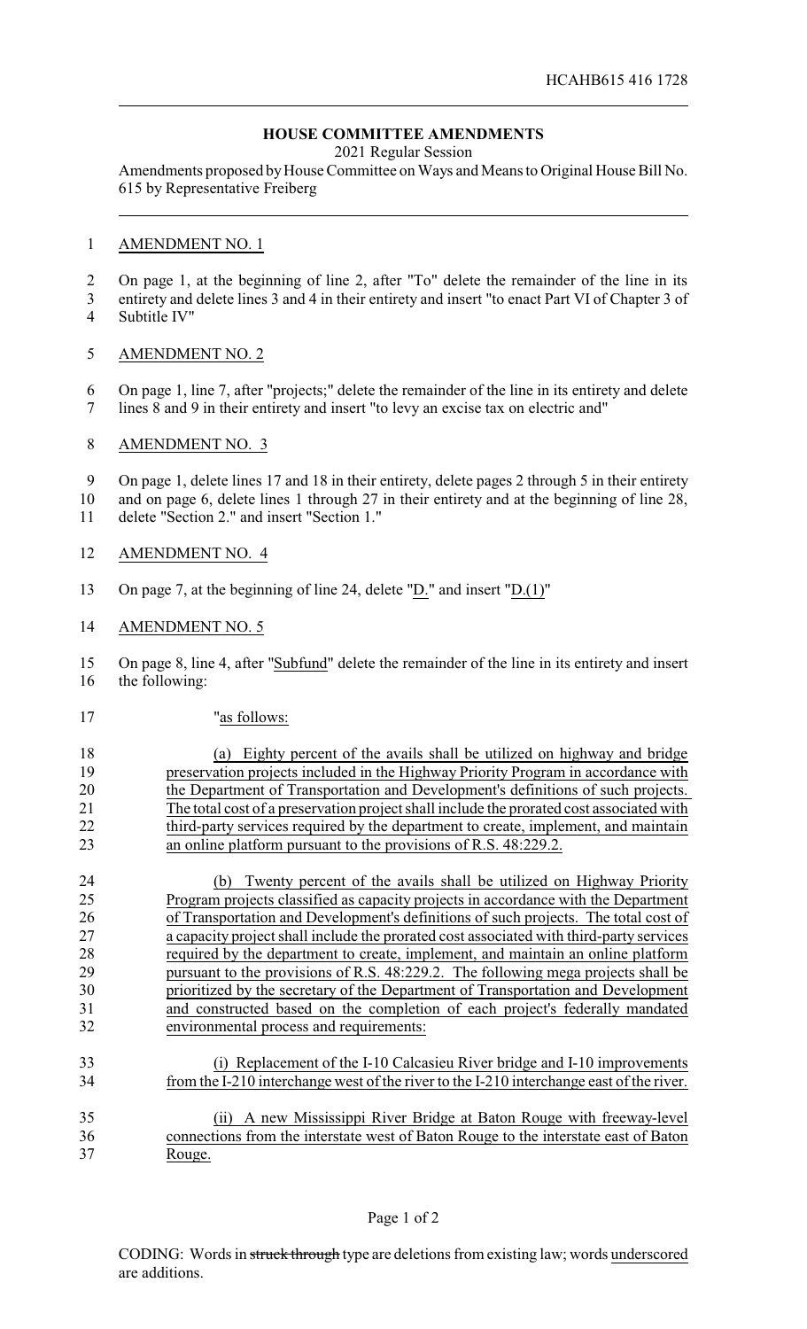HCAHB615 416 1728

# HOUSE COMMITTEE AMENDMENTS

2021 Regular Session

Amendments proposed by House Committee on Ways and Means to Original House Bill No. 615 by Representative Freiberg

AMENDMENT NO. 1

On page 1, at the beginning of line 2, after "To" delete the remainder of the line in its entirety and delete lines 3 and 4 in their entirety and insert "to enact Part VI of Chapter 3 of Subtitle IV"

AMENDMENT NO. 2

On page 1, line 7, after "projects;" delete the remainder of the line in its entirety and delete lines 8 and 9 in their entirety and insert "to levy an excise tax on electric and"

AMENDMENT NO. 3

On page 1, delete lines 17 and 18 in their entirety, delete pages 2 through 5 in their entirety and on page 6, delete lines 1 through 27 in their entirety and at the beginning of line 28, delete "Section 2." and insert "Section 1."

AMENDMENT NO. 4

On page 7, at the beginning of line 24, delete "D." and insert "D.(1)"

AMENDMENT NO. 5

On page 8, line 4, after "Subfund" delete the remainder of the line in its entirety and insert the following:

"as follows:

(a) Eighty percent of the avails shall be utilized on highway and bridge preservation projects included in the Highway Priority Program in accordance with the Department of Transportation and Development's definitions of such projects. The total cost of a preservation project shall include the prorated cost associated with third-party services required by the department to create, implement, and maintain an online platform pursuant to the provisions of R.S. 48:229.2.

(b) Twenty percent of the avails shall be utilized on Highway Priority Program projects classified as capacity projects in accordance with the Department of Transportation and Development's definitions of such projects. The total cost of a capacity project shall include the prorated cost associated with third-party services required by the department to create, implement, and maintain an online platform pursuant to the provisions of R.S. 48:229.2. The following mega projects shall be prioritized by the secretary of the Department of Transportation and Development and constructed based on the completion of each project's federally mandated environmental process and requirements:

(i) Replacement of the I-10 Calcasieu River bridge and I-10 improvements from the I-210 interchange west of the river to the I-210 interchange east of the river.

(ii) A new Mississippi River Bridge at Baton Rouge with freeway-level connections from the interstate west of Baton Rouge to the interstate east of Baton Rouge.

CODING: Words in ~~struck through~~ type are deletions from existing law; words underscored are additions.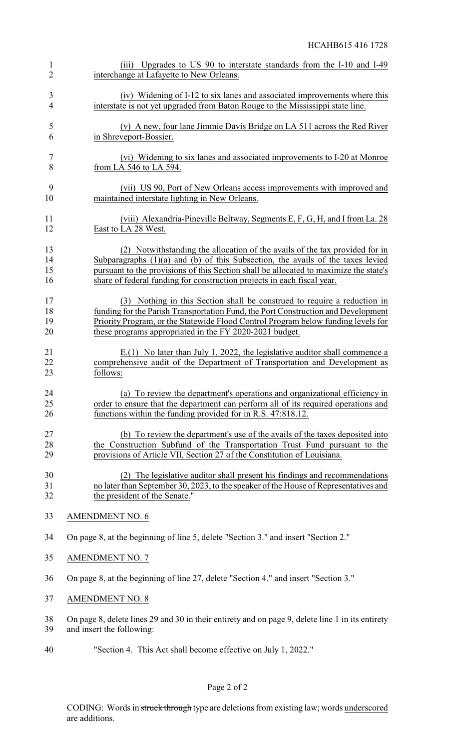(iii) Upgrades to US 90 to interstate standards from the I-10 and I-49 interchange at Lafayette to New Orleans.

(iv) Widening of I-12 to six lanes and associated improvements where this interstate is not yet upgraded from Baton Rouge to the Mississippi state line.

(v) A new, four lane Jimmie Davis Bridge on LA 511 across the Red River in Shreveport-Bossier.

(vi) Widening to six lanes and associated improvements to I-20 at Monroe from LA 546 to LA 594.

(vii) US 90, Port of New Orleans access improvements with improved and maintained interstate lighting in New Orleans.

(viii) Alexandria-Pineville Beltway, Segments E, F, G, H, and I from La. 28 East to LA 28 West.

(2) Notwithstanding the allocation of the avails of the tax provided for in Subparagraphs (1)(a) and (b) of this Subsection, the avails of the taxes levied pursuant to the provisions of this Section shall be allocated to maximize the state's share of federal funding for construction projects in each fiscal year.

(3) Nothing in this Section shall be construed to require a reduction in funding for the Parish Transportation Fund, the Port Construction and Development Priority Program, or the Statewide Flood Control Program below funding levels for these programs appropriated in the FY 2020-2021 budget.

E.(1) No later than July 1, 2022, the legislative auditor shall commence a comprehensive audit of the Department of Transportation and Development as follows:

(a) To review the department's operations and organizational efficiency in order to ensure that the department can perform all of its required operations and functions within the funding provided for in R.S. 47:818.12.

(b) To review the department's use of the avails of the taxes deposited into the Construction Subfund of the Transportation Trust Fund pursuant to the provisions of Article VII, Section 27 of the Constitution of Louisiana.

(2) The legislative auditor shall present his findings and recommendations no later than September 30, 2023, to the speaker of the House of Representatives and the president of the Senate."

AMENDMENT NO. 6

On page 8, at the beginning of line 5, delete "Section 3." and insert "Section 2."

AMENDMENT NO. 7

On page 8, at the beginning of line 27, delete "Section 4." and insert "Section 3."

AMENDMENT NO. 8

On page 8, delete lines 29 and 30 in their entirety and on page 9, delete line 1 in its entirety and insert the following:

"Section 4. This Act shall become effective on July 1, 2022."

CODING: Words in ~~struck through~~ type are deletions from existing law; words underscored are additions.